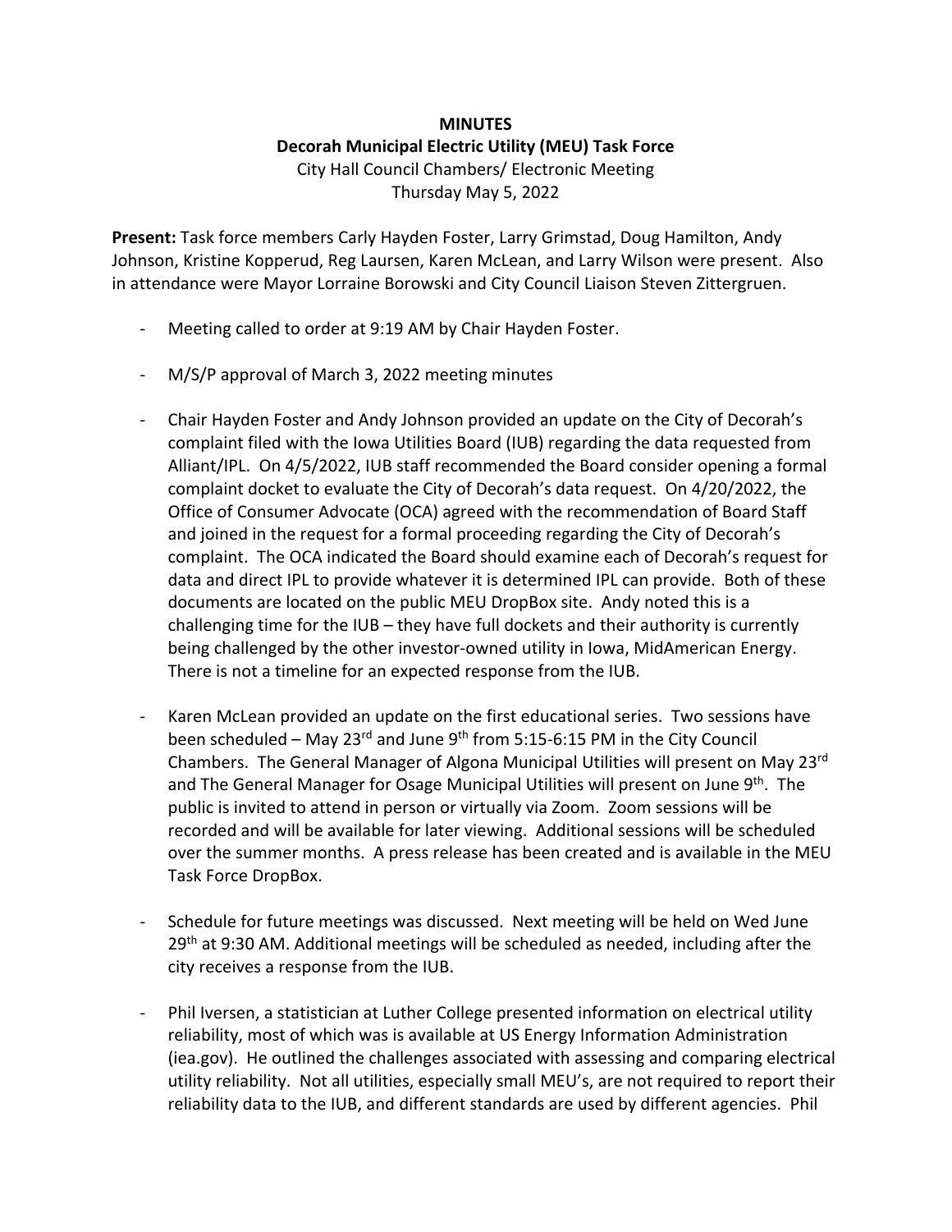**MINUTES**
**Decorah Municipal Electric Utility (MEU) Task Force**
City Hall Council Chambers/ Electronic Meeting
Thursday May 5, 2022

**Present:** Task force members Carly Hayden Foster, Larry Grimstad, Doug Hamilton, Andy Johnson, Kristine Kopperud, Reg Laursen, Karen McLean, and Larry Wilson were present. Also in attendance were Mayor Lorraine Borowski and City Council Liaison Steven Zittergruen.

- Meeting called to order at 9:19 AM by Chair Hayden Foster.

- M/S/P approval of March 3, 2022 meeting minutes

- Chair Hayden Foster and Andy Johnson provided an update on the City of Decorah's complaint filed with the Iowa Utilities Board (IUB) regarding the data requested from Alliant/IPL. On 4/5/2022, IUB staff recommended the Board consider opening a formal complaint docket to evaluate the City of Decorah's data request. On 4/20/2022, the Office of Consumer Advocate (OCA) agreed with the recommendation of Board Staff and joined in the request for a formal proceeding regarding the City of Decorah's complaint. The OCA indicated the Board should examine each of Decorah's request for data and direct IPL to provide whatever it is determined IPL can provide. Both of these documents are located on the public MEU DropBox site. Andy noted this is a challenging time for the IUB – they have full dockets and their authority is currently being challenged by the other investor-owned utility in Iowa, MidAmerican Energy. There is not a timeline for an expected response from the IUB.

- Karen McLean provided an update on the first educational series. Two sessions have been scheduled – May 23rd and June 9th from 5:15-6:15 PM in the City Council Chambers. The General Manager of Algona Municipal Utilities will present on May 23rd and The General Manager for Osage Municipal Utilities will present on June 9th. The public is invited to attend in person or virtually via Zoom. Zoom sessions will be recorded and will be available for later viewing. Additional sessions will be scheduled over the summer months. A press release has been created and is available in the MEU Task Force DropBox.

- Schedule for future meetings was discussed. Next meeting will be held on Wed June 29th at 9:30 AM. Additional meetings will be scheduled as needed, including after the city receives a response from the IUB.

- Phil Iversen, a statistician at Luther College presented information on electrical utility reliability, most of which was is available at US Energy Information Administration (iea.gov). He outlined the challenges associated with assessing and comparing electrical utility reliability. Not all utilities, especially small MEU's, are not required to report their reliability data to the IUB, and different standards are used by different agencies. Phil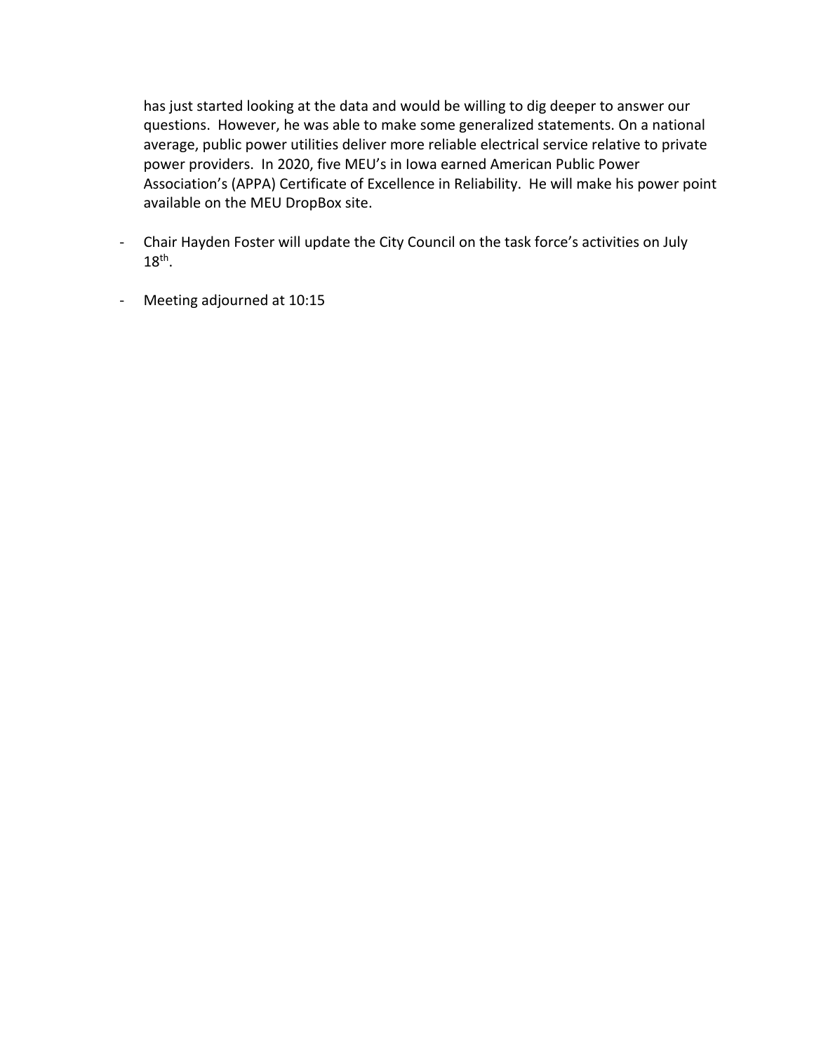has just started looking at the data and would be willing to dig deeper to answer our questions. However, he was able to make some generalized statements. On a national average, public power utilities deliver more reliable electrical service relative to private power providers. In 2020, five MEU's in Iowa earned American Public Power Association's (APPA) Certificate of Excellence in Reliability. He will make his power point available on the MEU DropBox site.

- Chair Hayden Foster will update the City Council on the task force's activities on July 18th.

- Meeting adjourned at 10:15